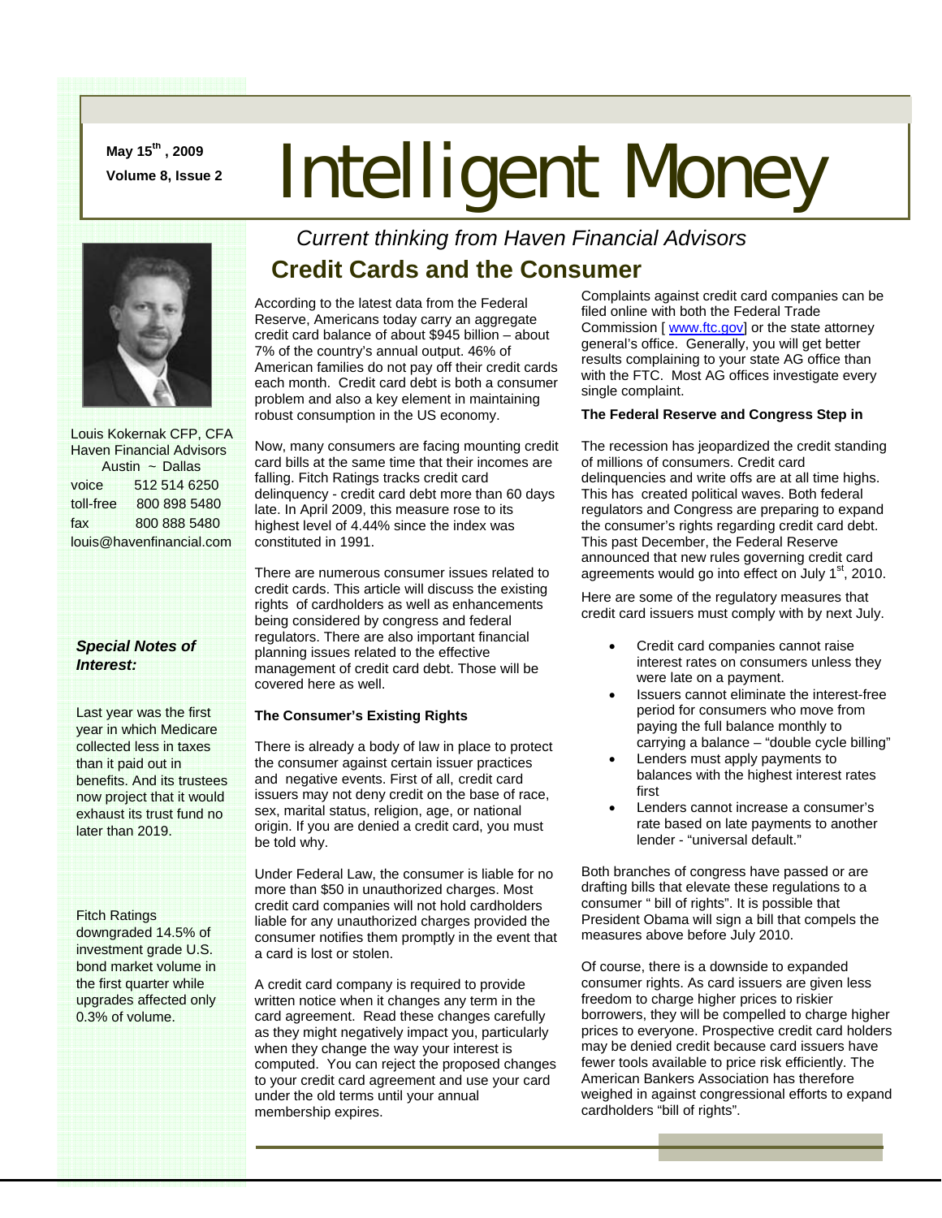May 15th, 2009

Volume 8, Issue 2

# Intelligent Money

*Current thinking from Haven Financial Advisors*

Louis Kokernak CFP, CFA
Haven Financial Advisors
Austin ~ Dallas

| | |
|---|---|
| voice | 512 514 6250 |
| toll-free | 800 898 5480 |
| fax | 800 888 5480 |

louis@havenfinancial.com

***Special Notes of Interest:***

Last year was the first year in which Medicare collected less in taxes than it paid out in benefits. And its trustees now project that it would exhaust its trust fund no later than 2019.

Fitch Ratings downgraded 14.5% of investment grade U.S. bond market volume in the first quarter while upgrades affected only 0.3% of volume.

## Credit Cards and the Consumer

According to the latest data from the Federal Reserve, Americans today carry an aggregate credit card balance of about $945 billion – about 7% of the country's annual output. 46% of American families do not pay off their credit cards each month. Credit card debt is both a consumer problem and also a key element in maintaining robust consumption in the US economy.

Now, many consumers are facing mounting credit card bills at the same time that their incomes are falling. Fitch Ratings tracks credit card delinquency - credit card debt more than 60 days late. In April 2009, this measure rose to its highest level of 4.44% since the index was constituted in 1991.

There are numerous consumer issues related to credit cards. This article will discuss the existing rights of cardholders as well as enhancements being considered by congress and federal regulators. There are also important financial planning issues related to the effective management of credit card debt. Those will be covered here as well.

**The Consumer's Existing Rights**

There is already a body of law in place to protect the consumer against certain issuer practices and negative events. First of all, credit card issuers may not deny credit on the base of race, sex, marital status, religion, age, or national origin. If you are denied a credit card, you must be told why.

Under Federal Law, the consumer is liable for no more than $50 in unauthorized charges. Most credit card companies will not hold cardholders liable for any unauthorized charges provided the consumer notifies them promptly in the event that a card is lost or stolen.

A credit card company is required to provide written notice when it changes any term in the card agreement. Read these changes carefully as they might negatively impact you, particularly when they change the way your interest is computed. You can reject the proposed changes to your credit card agreement and use your card under the old terms until your annual membership expires.

Complaints against credit card companies can be filed online with both the Federal Trade Commission [ www.ftc.gov] or the state attorney general's office. Generally, you will get better results complaining to your state AG office than with the FTC. Most AG offices investigate every single complaint.

**The Federal Reserve and Congress Step in**

The recession has jeopardized the credit standing of millions of consumers. Credit card delinquencies and write offs are at all time highs. This has created political waves. Both federal regulators and Congress are preparing to expand the consumer's rights regarding credit card debt. This past December, the Federal Reserve announced that new rules governing credit card agreements would go into effect on July 1st, 2010.

Here are some of the regulatory measures that credit card issuers must comply with by next July.

- Credit card companies cannot raise interest rates on consumers unless they were late on a payment.
- Issuers cannot eliminate the interest-free period for consumers who move from paying the full balance monthly to carrying a balance – "double cycle billing"
- Lenders must apply payments to balances with the highest interest rates first
- Lenders cannot increase a consumer's rate based on late payments to another lender - "universal default."

Both branches of congress have passed or are drafting bills that elevate these regulations to a consumer " bill of rights". It is possible that President Obama will sign a bill that compels the measures above before July 2010.

Of course, there is a downside to expanded consumer rights. As card issuers are given less freedom to charge higher prices to riskier borrowers, they will be compelled to charge higher prices to everyone. Prospective credit card holders may be denied credit because card issuers have fewer tools available to price risk efficiently. The American Bankers Association has therefore weighed in against congressional efforts to expand cardholders "bill of rights".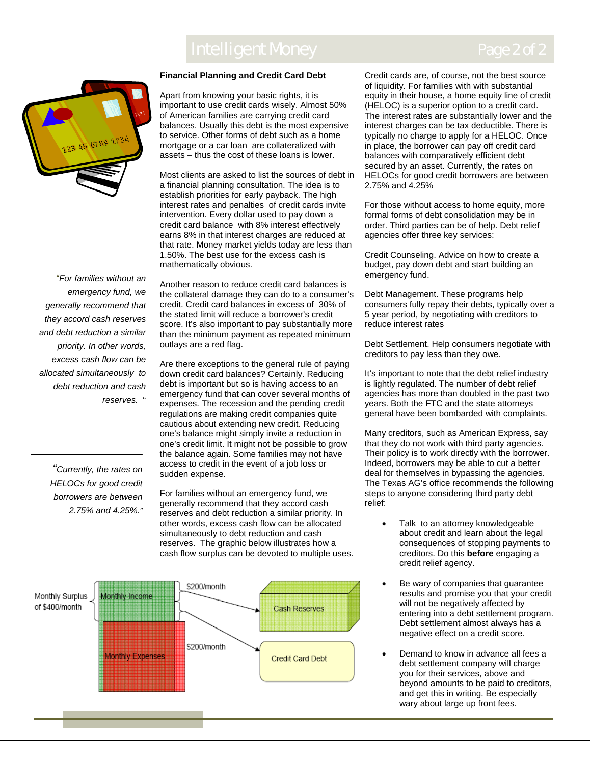## Financial Planning and Credit Card Debt

Apart from knowing your basic rights, it is important to use credit cards wisely. Almost 50% of American families are carrying credit card balances. Usually this debt is the most expensive to service. Other forms of debt such as a home mortgage or a car loan are collateralized with assets – thus the cost of these loans is lower.

Most clients are asked to list the sources of debt in a financial planning consultation. The idea is to establish priorities for early payback. The high interest rates and penalties of credit cards invite intervention. Every dollar used to pay down a credit card balance with 8% interest effectively earns 8% in that interest charges are reduced at that rate. Money market yields today are less than 1.50%. The best use for the excess cash is mathematically obvious.

Another reason to reduce credit card balances is the collateral damage they can do to a consumer's credit. Credit card balances in excess of 30% of the stated limit will reduce a borrower's credit score. It's also important to pay substantially more than the minimum payment as repeated minimum outlays are a red flag.

Are there exceptions to the general rule of paying down credit card balances? Certainly. Reducing debt is important but so is having access to an emergency fund that can cover several months of expenses. The recession and the pending credit regulations are making credit companies quite cautious about extending new credit. Reducing one's balance might simply invite a reduction in one's credit limit. It might not be possible to grow the balance again. Some families may not have access to credit in the event of a job loss or sudden expense.

For families without an emergency fund, we generally recommend that they accord cash reserves and debt reduction a similar priority. In other words, excess cash flow can be allocated simultaneously to debt reduction and cash reserves. The graphic below illustrates how a cash flow surplus can be devoted to multiple uses.

*"For families without an emergency fund, we generally recommend that they accord cash reserves and debt reduction a similar priority. In other words, excess cash flow can be allocated simultaneously to debt reduction and cash reserves. "*

*"Currently, the rates on HELOCs for good credit borrowers are between 2.75% and 4.25%."*

Monthly Surplus of $400/month

Monthly Income

Monthly Expenses

$200/month

$200/month

Cash Reserves

Credit Card Debt

Credit cards are, of course, not the best source of liquidity. For families with with substantial equity in their house, a home equity line of credit (HELOC) is a superior option to a credit card. The interest rates are substantially lower and the interest charges can be tax deductible. There is typically no charge to apply for a HELOC. Once in place, the borrower can pay off credit card balances with comparatively efficient debt secured by an asset. Currently, the rates on HELOCs for good credit borrowers are between 2.75% and 4.25%

For those without access to home equity, more formal forms of debt consolidation may be in order. Third parties can be of help. Debt relief agencies offer three key services:

Credit Counseling. Advice on how to create a budget, pay down debt and start building an emergency fund.

Debt Management. These programs help consumers fully repay their debts, typically over a 5 year period, by negotiating with creditors to reduce interest rates

Debt Settlement. Help consumers negotiate with creditors to pay less than they owe.

It's important to note that the debt relief industry is lightly regulated. The number of debt relief agencies has more than doubled in the past two years. Both the FTC and the state attorneys general have been bombarded with complaints.

Many creditors, such as American Express, say that they do not work with third party agencies. Their policy is to work directly with the borrower. Indeed, borrowers may be able to cut a better deal for themselves in bypassing the agencies. The Texas AG's office recommends the following steps to anyone considering third party debt relief:

- Talk to an attorney knowledgeable about credit and learn about the legal consequences of stopping payments to creditors. Do this **before** engaging a credit relief agency.
- Be wary of companies that guarantee results and promise you that your credit will not be negatively affected by entering into a debt settlement program. Debt settlement almost always has a negative effect on a credit score.
- Demand to know in advance all fees a debt settlement company will charge you for their services, above and beyond amounts to be paid to creditors, and get this in writing. Be especially wary about large up front fees.